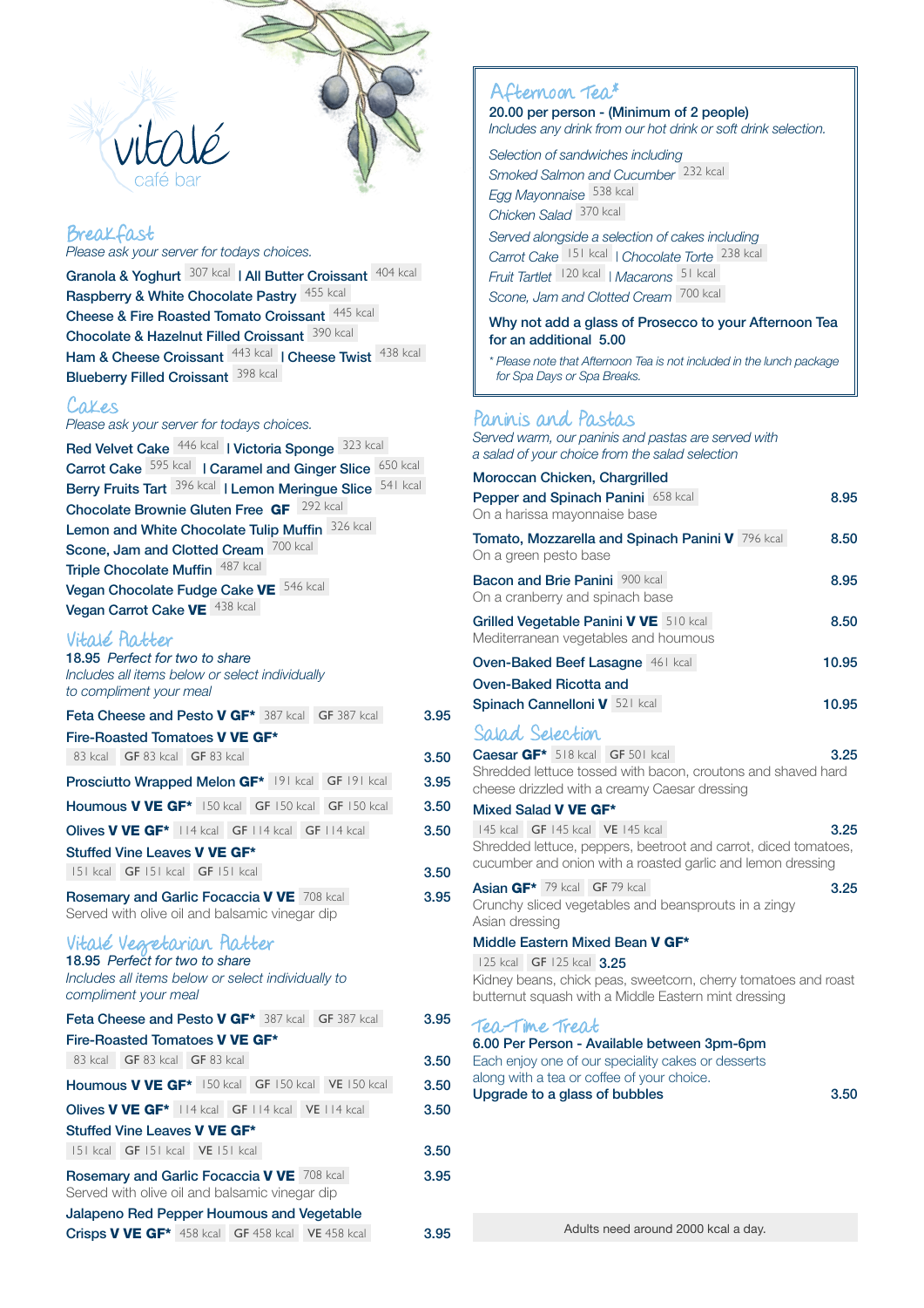# vitalé café bar

## Breakfast

*Please ask your server for todays choices.*

Granola & Yoghurt 307 kcal | All Butter Croissant 404 kcal
Raspberry & White Chocolate Pastry 455 kcal
Cheese & Fire Roasted Tomato Croissant 445 kcal
Chocolate & Hazelnut Filled Croissant 390 kcal
Ham & Cheese Croissant 443 kcal | Cheese Twist 438 kcal
Blueberry Filled Croissant 398 kcal

## Cakes

*Please ask your server for todays choices.*

Red Velvet Cake 446 kcal | Victoria Sponge 323 kcal
Carrot Cake 595 kcal | Caramel and Ginger Slice 650 kcal
Berry Fruits Tart 396 kcal | Lemon Meringue Slice 541 kcal
Chocolate Brownie Gluten Free **GF** 292 kcal
Lemon and White Chocolate Tulip Muffin 326 kcal
Scone, Jam and Clotted Cream 700 kcal
Triple Chocolate Muffin 487 kcal
Vegan Chocolate Fudge Cake **VE** 546 kcal
Vegan Carrot Cake **VE** 438 kcal

## Vitalé Platter

18.95 *Perfect for two to share*
*Includes all items below or select individually to compliment your meal*

| Item | Price |
|---|---|
| Feta Cheese and Pesto **V GF*** 387 kcal GF 387 kcal | 3.95 |
| Fire-Roasted Tomatoes **V VE GF*** 83 kcal GF 83 kcal GF 83 kcal | 3.50 |
| Prosciutto Wrapped Melon **GF*** 191 kcal GF 191 kcal | 3.95 |
| Houmous **V VE GF*** 150 kcal GF 150 kcal GF 150 kcal | 3.50 |
| Olives **V VE GF*** 114 kcal GF 114 kcal GF 114 kcal | 3.50 |
| Stuffed Vine Leaves **V VE GF*** 151 kcal GF 151 kcal GF 151 kcal | 3.50 |
| Rosemary and Garlic Focaccia **V VE** 708 kcal<br>Served with olive oil and balsamic vinegar dip | 3.95 |

## Vitalé Vegetarian Platter

18.95 *Perfect for two to share*
*Includes all items below or select individually to compliment your meal*

| Item | Price |
|---|---|
| Feta Cheese and Pesto **V GF*** 387 kcal GF 387 kcal | 3.95 |
| Fire-Roasted Tomatoes **V VE GF*** 83 kcal GF 83 kcal GF 83 kcal | 3.50 |
| Houmous **V VE GF*** 150 kcal GF 150 kcal VE 150 kcal | 3.50 |
| Olives **V VE GF*** 114 kcal GF 114 kcal VE 114 kcal | 3.50 |
| Stuffed Vine Leaves **V VE GF*** 151 kcal GF 151 kcal VE 151 kcal | 3.50 |
| Rosemary and Garlic Focaccia **V VE** 708 kcal<br>Served with olive oil and balsamic vinegar dip | 3.95 |
| Jalapeno Red Pepper Houmous and Vegetable Crisps **V VE GF*** 458 kcal GF 458 kcal VE 458 kcal | 3.95 |

## Afternoon Tea*

**20.00 per person - (Minimum of 2 people)**
*Includes any drink from our hot drink or soft drink selection.*

*Selection of sandwiches including*
*Smoked Salmon and Cucumber* 232 kcal
*Egg Mayonnaise* 538 kcal
*Chicken Salad* 370 kcal

*Served alongside a selection of cakes including*
*Carrot Cake* 151 kcal | *Chocolate Torte* 238 kcal
*Fruit Tartlet* 120 kcal | *Macarons* 51 kcal
*Scone, Jam and Clotted Cream* 700 kcal

**Why not add a glass of Prosecco to your Afternoon Tea for an additional 5.00**

*\* Please note that Afternoon Tea is not included in the lunch package for Spa Days or Spa Breaks.*

## Paninis and Pastas

*Served warm, our paninis and pastas are served with a salad of your choice from the salad selection*

| Item | Price |
|---|---|
| Moroccan Chicken, Chargrilled Pepper and Spinach Panini 658 kcal<br>On a harissa mayonnaise base | 8.95 |
| Tomato, Mozzarella and Spinach Panini **V** 796 kcal<br>On a green pesto base | 8.50 |
| Bacon and Brie Panini 900 kcal<br>On a cranberry and spinach base | 8.95 |
| Grilled Vegetable Panini **V VE** 510 kcal<br>Mediterranean vegetables and houmous | 8.50 |
| Oven-Baked Beef Lasagne 461 kcal | 10.95 |
| Oven-Baked Ricotta and Spinach Cannelloni **V** 521 kcal | 10.95 |

## Salad Selection

| Item | Price |
|---|---|
| Caesar **GF*** 518 kcal GF 501 kcal<br>Shredded lettuce tossed with bacon, croutons and shaved hard cheese drizzled with a creamy Caesar dressing | 3.25 |
| Mixed Salad **V VE GF*** 145 kcal GF 145 kcal VE 145 kcal<br>Shredded lettuce, peppers, beetroot and carrot, diced tomatoes, cucumber and onion with a roasted garlic and lemon dressing | 3.25 |
| Asian **GF*** 79 kcal GF 79 kcal<br>Crunchy sliced vegetables and beansprouts in a zingy Asian dressing | 3.25 |
| Middle Eastern Mixed Bean **V GF*** 125 kcal GF 125 kcal<br>Kidney beans, chick peas, sweetcorn, cherry tomatoes and roast butternut squash with a Middle Eastern mint dressing | 3.25 |

## Tea-Time Treat

**6.00 Per Person - Available between 3pm-6pm**
Each enjoy one of our speciality cakes or desserts along with a tea or coffee of your choice.

| Item | Price |
|---|---|
| Upgrade to a glass of bubbles | 3.50 |

Adults need around 2000 kcal a day.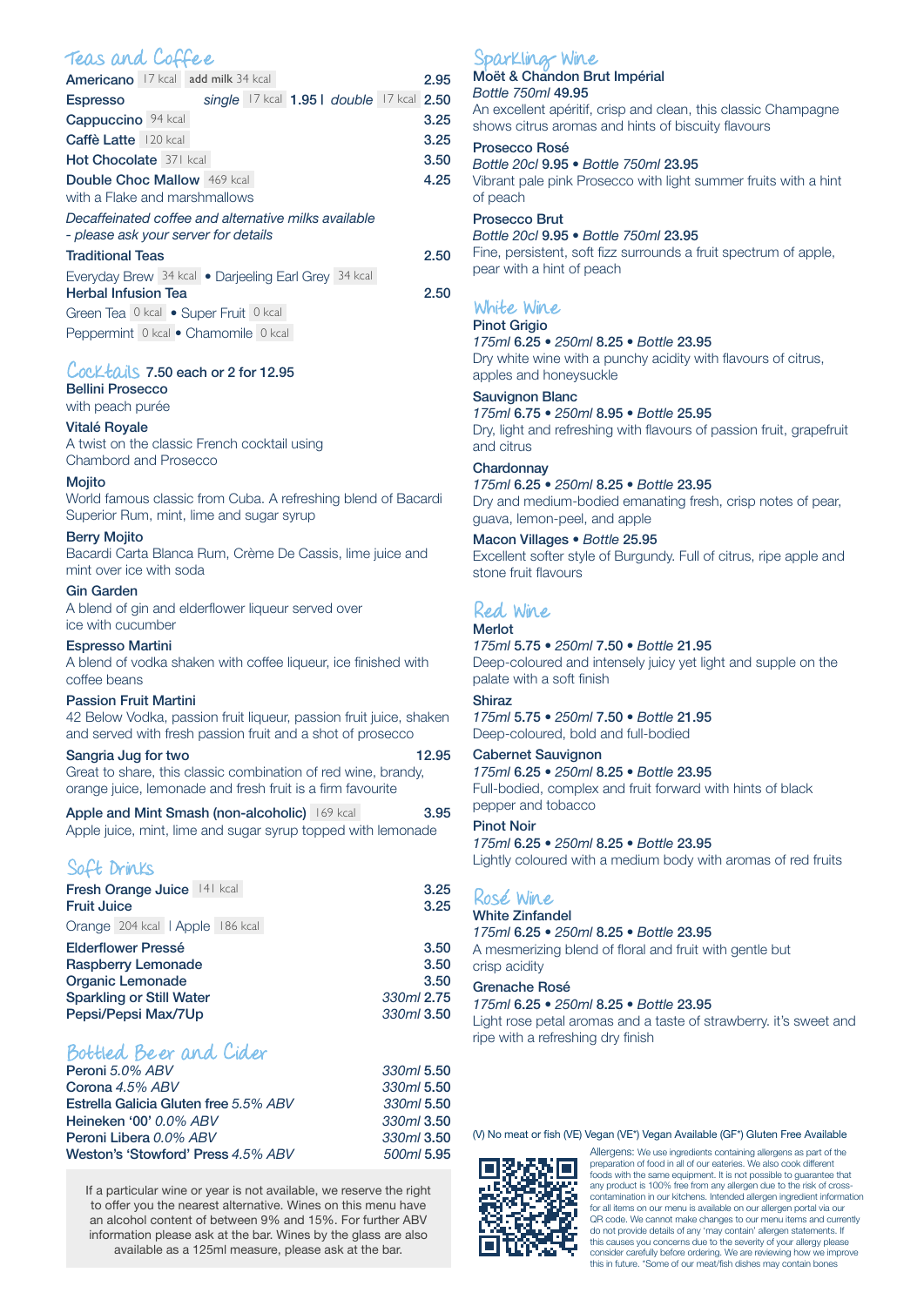## Teas and Coffee

**Americano** 17 kcal add milk 34 kcal 2.95

**Espresso** *single* 17 kcal 1.95 | *double* 17 kcal 2.50

**Cappuccino** 94 kcal 3.25

**Caffè Latte** 120 kcal 3.25

**Hot Chocolate** 371 kcal 3.50

**Double Choc Mallow** 469 kcal 4.25
with a Flake and marshmallows

*Decaffeinated coffee and alternative milks available - please ask your server for details*

**Traditional Teas** 2.50
Everyday Brew 34 kcal • Darjeeling Earl Grey 34 kcal

**Herbal Infusion Tea** 2.50
Green Tea 0 kcal • Super Fruit 0 kcal
Peppermint 0 kcal • Chamomile 0 kcal

## Cocktails 7.50 each or 2 for 12.95

**Bellini Prosecco**
with peach purée

**Vitalé Royale**
A twist on the classic French cocktail using Chambord and Prosecco

**Mojito**
World famous classic from Cuba. A refreshing blend of Bacardi Superior Rum, mint, lime and sugar syrup

**Berry Mojito**
Bacardi Carta Blanca Rum, Crème De Cassis, lime juice and mint over ice with soda

**Gin Garden**
A blend of gin and elderflower liqueur served over ice with cucumber

**Espresso Martini**
A blend of vodka shaken with coffee liqueur, ice finished with coffee beans

**Passion Fruit Martini**
42 Below Vodka, passion fruit liqueur, passion fruit juice, shaken and served with fresh passion fruit and a shot of prosecco

**Sangria Jug for two** 12.95
Great to share, this classic combination of red wine, brandy, orange juice, lemonade and fresh fruit is a firm favourite

**Apple and Mint Smash (non-alcoholic)** 169 kcal 3.95
Apple juice, mint, lime and sugar syrup topped with lemonade

## Soft Drinks

**Fresh Orange Juice** 141 kcal 3.25

**Fruit Juice** 3.25
Orange 204 kcal | Apple 186 kcal

**Elderflower Pressé** 3.50

**Raspberry Lemonade** 3.50

**Organic Lemonade** 3.50

**Sparkling or Still Water** *330ml* 2.75

**Pepsi/Pepsi Max/7Up** *330ml* 3.50

## Bottled Beer and Cider

**Peroni** *5.0% ABV* *330ml* 5.50

**Corona** *4.5% ABV* *330ml* 5.50

**Estrella Galicia Gluten free** *5.5% ABV* *330ml* 5.50

**Heineken '00'** *0.0% ABV* *330ml* 3.50

**Peroni Libera** *0.0% ABV* *330ml* 3.50

**Weston's 'Stowford' Press** *4.5% ABV* *500ml* 5.95

If a particular wine or year is not available, we reserve the right to offer you the nearest alternative. Wines on this menu have an alcohol content of between 9% and 15%. For further ABV information please ask at the bar. Wines by the glass are also available as a 125ml measure, please ask at the bar.

## Sparkling Wine

**Moët & Chandon Brut Impérial**
*Bottle 750ml* 49.95
An excellent apéritif, crisp and clean, this classic Champagne shows citrus aromas and hints of biscuity flavours

**Prosecco Rosé**
*Bottle 20cl* 9.95 • *Bottle 750ml* 23.95
Vibrant pale pink Prosecco with light summer fruits with a hint of peach

**Prosecco Brut**
*Bottle 20cl* 9.95 • *Bottle 750ml* 23.95
Fine, persistent, soft fizz surrounds a fruit spectrum of apple, pear with a hint of peach

## White Wine

**Pinot Grigio**
*175ml* 6.25 • *250ml* 8.25 • *Bottle* 23.95
Dry white wine with a punchy acidity with flavours of citrus, apples and honeysuckle

**Sauvignon Blanc**
*175ml* 6.75 • *250ml* 8.95 • *Bottle* 25.95
Dry, light and refreshing with flavours of passion fruit, grapefruit and citrus

**Chardonnay**
*175ml* 6.25 • *250ml* 8.25 • *Bottle* 23.95
Dry and medium-bodied emanating fresh, crisp notes of pear, guava, lemon-peel, and apple

**Macon Villages** • *Bottle* 25.95
Excellent softer style of Burgundy. Full of citrus, ripe apple and stone fruit flavours

## Red Wine

**Merlot**
*175ml* 5.75 • *250ml* 7.50 • *Bottle* 21.95
Deep-coloured and intensely juicy yet light and supple on the palate with a soft finish

**Shiraz**
*175ml* 5.75 • *250ml* 7.50 • *Bottle* 21.95
Deep-coloured, bold and full-bodied

**Cabernet Sauvignon**
*175ml* 6.25 • *250ml* 8.25 • *Bottle* 23.95
Full-bodied, complex and fruit forward with hints of black pepper and tobacco

**Pinot Noir**
*175ml* 6.25 • *250ml* 8.25 • *Bottle* 23.95
Lightly coloured with a medium body with aromas of red fruits

## Rosé Wine

**White Zinfandel**
*175ml* 6.25 • *250ml* 8.25 • *Bottle* 23.95
A mesmerizing blend of floral and fruit with gentle but crisp acidity

**Grenache Rosé**
*175ml* 6.25 • *250ml* 8.25 • *Bottle* 23.95
Light rose petal aromas and a taste of strawberry. it's sweet and ripe with a refreshing dry finish

(V) No meat or fish (VE) Vegan (VE*) Vegan Available (GF*) Gluten Free Available

Allergens: We use ingredients containing allergens as part of the preparation of food in all of our eateries. We also cook different foods with the same equipment. It is not possible to guarantee that any product is 100% free from any allergen due to the risk of cross-contamination in our kitchens. Intended allergen ingredient information for all items on our menu is available on our allergen portal via our QR code. We cannot make changes to our menu items and currently do not provide details of any 'may contain' allergen statements. If this causes you concerns due to the severity of your allergy please consider carefully before ordering. We are reviewing how we improve this in future. *Some of our meat/fish dishes may contain bones